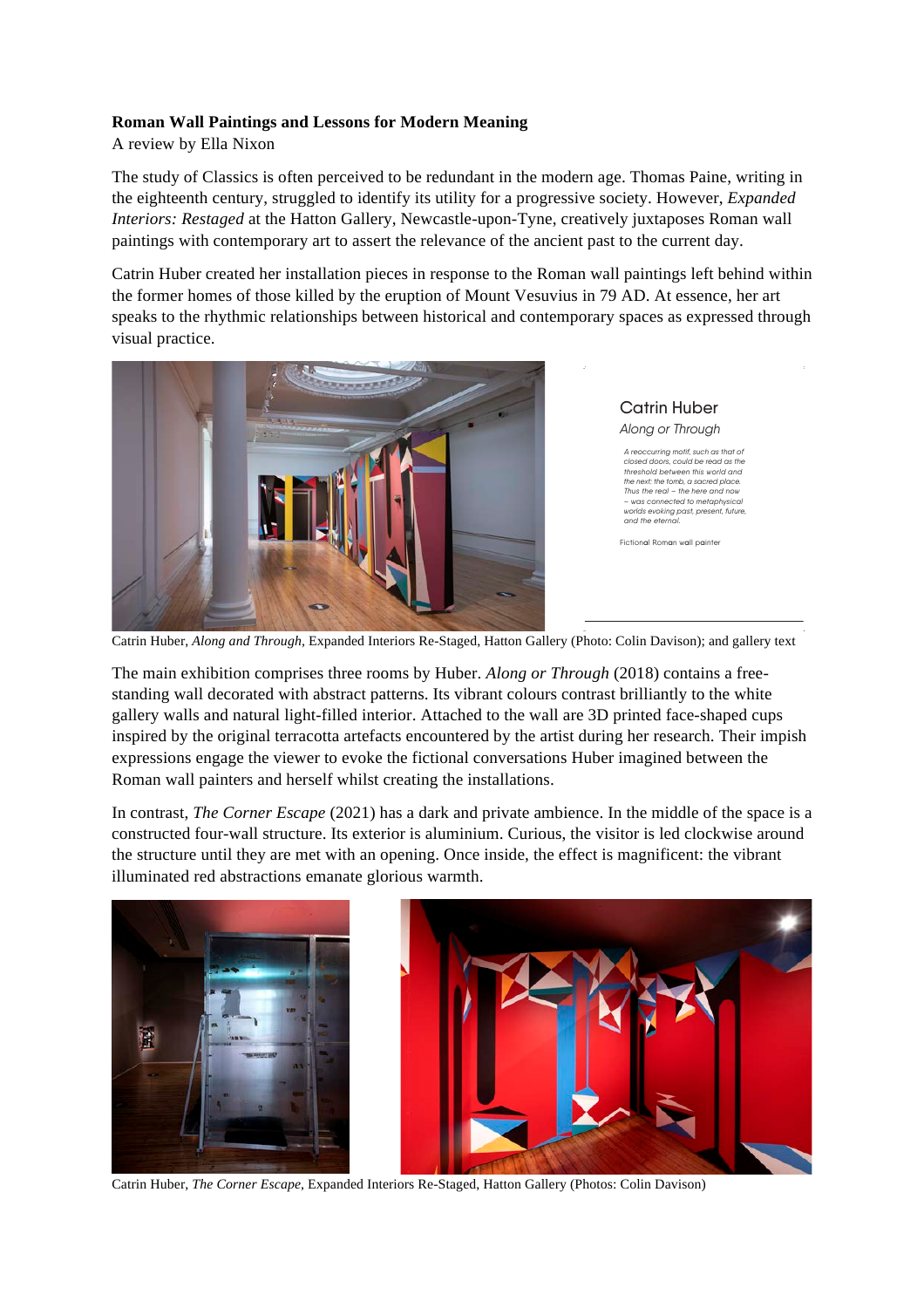**Roman Wall Paintings and Lessons for Modern Meaning**

A review by Ella Nixon

The study of Classics is often perceived to be redundant in the modern age. Thomas Paine, writing in the eighteenth century, struggled to identify its utility for a progressive society. However, *Expanded Interiors: Restaged* at the Hatton Gallery, Newcastle-upon-Tyne, creatively juxtaposes Roman wall paintings with contemporary art to assert the relevance of the ancient past to the current day.

Catrin Huber created her installation pieces in response to the Roman wall paintings left behind within the former homes of those killed by the eruption of Mount Vesuvius in 79 AD. At essence, her art speaks to the rhythmic relationships between historical and contemporary spaces as expressed through visual practice.

Catrin Huber

*Along or Through*

*A reoccurring motif, such as that of closed doors, could be read as the threshold between this world and the next: the tomb, a sacred place. Thus the real – the here and now – was connected to metaphysical worlds evoking past, present, future, and the eternal.*

Fictional Roman wall painter

Catrin Huber, *Along and Through*, Expanded Interiors Re-Staged, Hatton Gallery (Photo: Colin Davison); and gallery text

The main exhibition comprises three rooms by Huber. *Along or Through* (2018) contains a free-standing wall decorated with abstract patterns. Its vibrant colours contrast brilliantly to the white gallery walls and natural light-filled interior. Attached to the wall are 3D printed face-shaped cups inspired by the original terracotta artefacts encountered by the artist during her research. Their impish expressions engage the viewer to evoke the fictional conversations Huber imagined between the Roman wall painters and herself whilst creating the installations.

In contrast, *The Corner Escape* (2021) has a dark and private ambience. In the middle of the space is a constructed four-wall structure. Its exterior is aluminium. Curious, the visitor is led clockwise around the structure until they are met with an opening. Once inside, the effect is magnificent: the vibrant illuminated red abstractions emanate glorious warmth.

Catrin Huber, *The Corner Escape*, Expanded Interiors Re-Staged, Hatton Gallery (Photos: Colin Davison)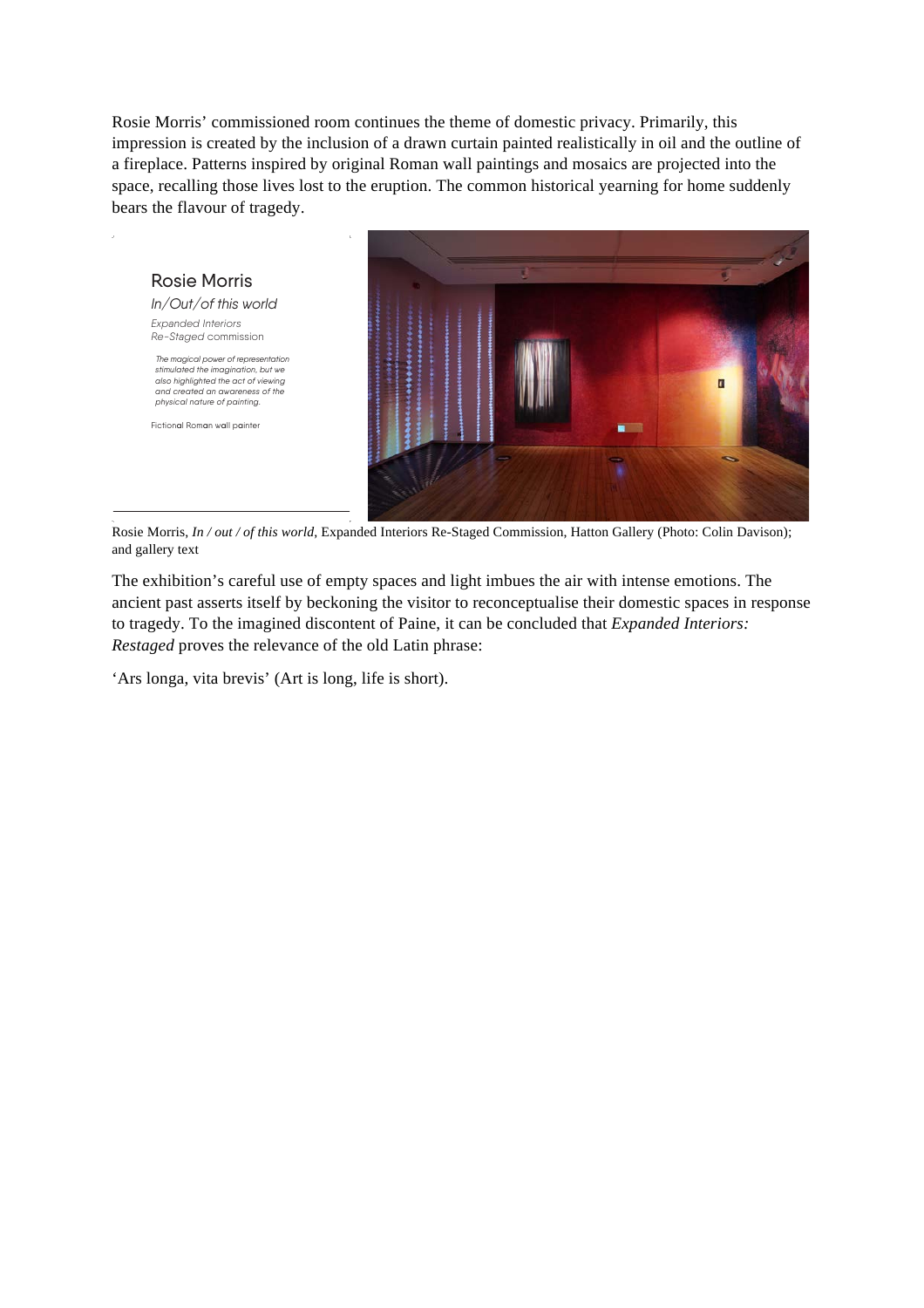Rosie Morris' commissioned room continues the theme of domestic privacy. Primarily, this impression is created by the inclusion of a drawn curtain painted realistically in oil and the outline of a fireplace. Patterns inspired by original Roman wall paintings and mosaics are projected into the space, recalling those lives lost to the eruption. The common historical yearning for home suddenly bears the flavour of tragedy.

Rosie Morris

*In/Out/of this world*

*Expanded Interiors Re-Staged* commission

*The magical power of representation stimulated the imagination, but we also highlighted the act of viewing and created an awareness of the physical nature of painting.*

Fictional Roman wall painter

Rosie Morris, *In / out / of this world*, Expanded Interiors Re-Staged Commission, Hatton Gallery (Photo: Colin Davison); and gallery text

The exhibition's careful use of empty spaces and light imbues the air with intense emotions. The ancient past asserts itself by beckoning the visitor to reconceptualise their domestic spaces in response to tragedy. To the imagined discontent of Paine, it can be concluded that *Expanded Interiors: Restaged* proves the relevance of the old Latin phrase:

'Ars longa, vita brevis' (Art is long, life is short).